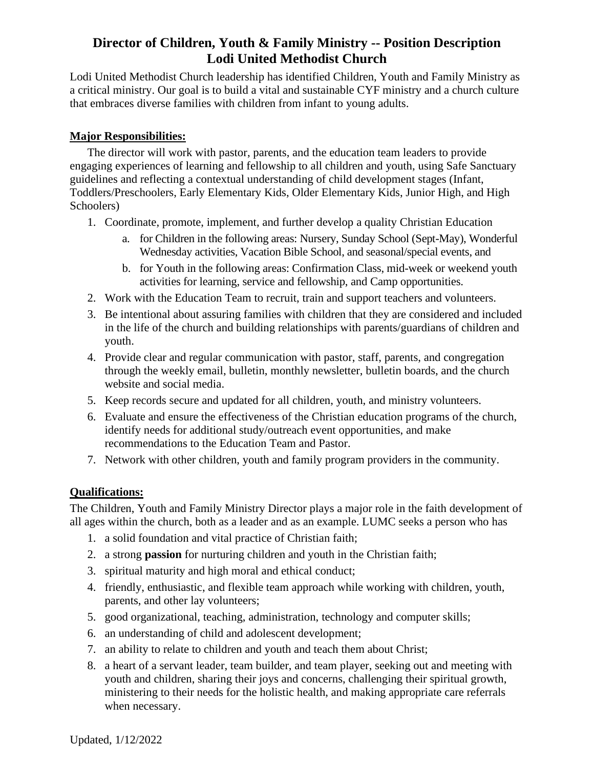# Director of Children, Youth & Family Ministry -- Position Description
# Lodi United Methodist Church

Lodi United Methodist Church leadership has identified Children, Youth and Family Ministry as a critical ministry. Our goal is to build a vital and sustainable CYF ministry and a church culture that embraces diverse families with children from infant to young adults.

## Major Responsibilities:

The director will work with pastor, parents, and the education team leaders to provide engaging experiences of learning and fellowship to all children and youth, using Safe Sanctuary guidelines and reflecting a contextual understanding of child development stages (Infant, Toddlers/Preschoolers, Early Elementary Kids, Older Elementary Kids, Junior High, and High Schoolers)

1. Coordinate, promote, implement, and further develop a quality Christian Education
   a. for Children in the following areas: Nursery, Sunday School (Sept-May), Wonderful Wednesday activities, Vacation Bible School, and seasonal/special events, and
   b. for Youth in the following areas: Confirmation Class, mid-week or weekend youth activities for learning, service and fellowship, and Camp opportunities.
2. Work with the Education Team to recruit, train and support teachers and volunteers.
3. Be intentional about assuring families with children that they are considered and included in the life of the church and building relationships with parents/guardians of children and youth.
4. Provide clear and regular communication with pastor, staff, parents, and congregation through the weekly email, bulletin, monthly newsletter, bulletin boards, and the church website and social media.
5. Keep records secure and updated for all children, youth, and ministry volunteers.
6. Evaluate and ensure the effectiveness of the Christian education programs of the church, identify needs for additional study/outreach event opportunities, and make recommendations to the Education Team and Pastor.
7. Network with other children, youth and family program providers in the community.

## Qualifications:

The Children, Youth and Family Ministry Director plays a major role in the faith development of all ages within the church, both as a leader and as an example. LUMC seeks a person who has

1. a solid foundation and vital practice of Christian faith;
2. a strong **passion** for nurturing children and youth in the Christian faith;
3. spiritual maturity and high moral and ethical conduct;
4. friendly, enthusiastic, and flexible team approach while working with children, youth, parents, and other lay volunteers;
5. good organizational, teaching, administration, technology and computer skills;
6. an understanding of child and adolescent development;
7. an ability to relate to children and youth and teach them about Christ;
8. a heart of a servant leader, team builder, and team player, seeking out and meeting with youth and children, sharing their joys and concerns, challenging their spiritual growth, ministering to their needs for the holistic health, and making appropriate care referrals when necessary.

Updated, 1/12/2022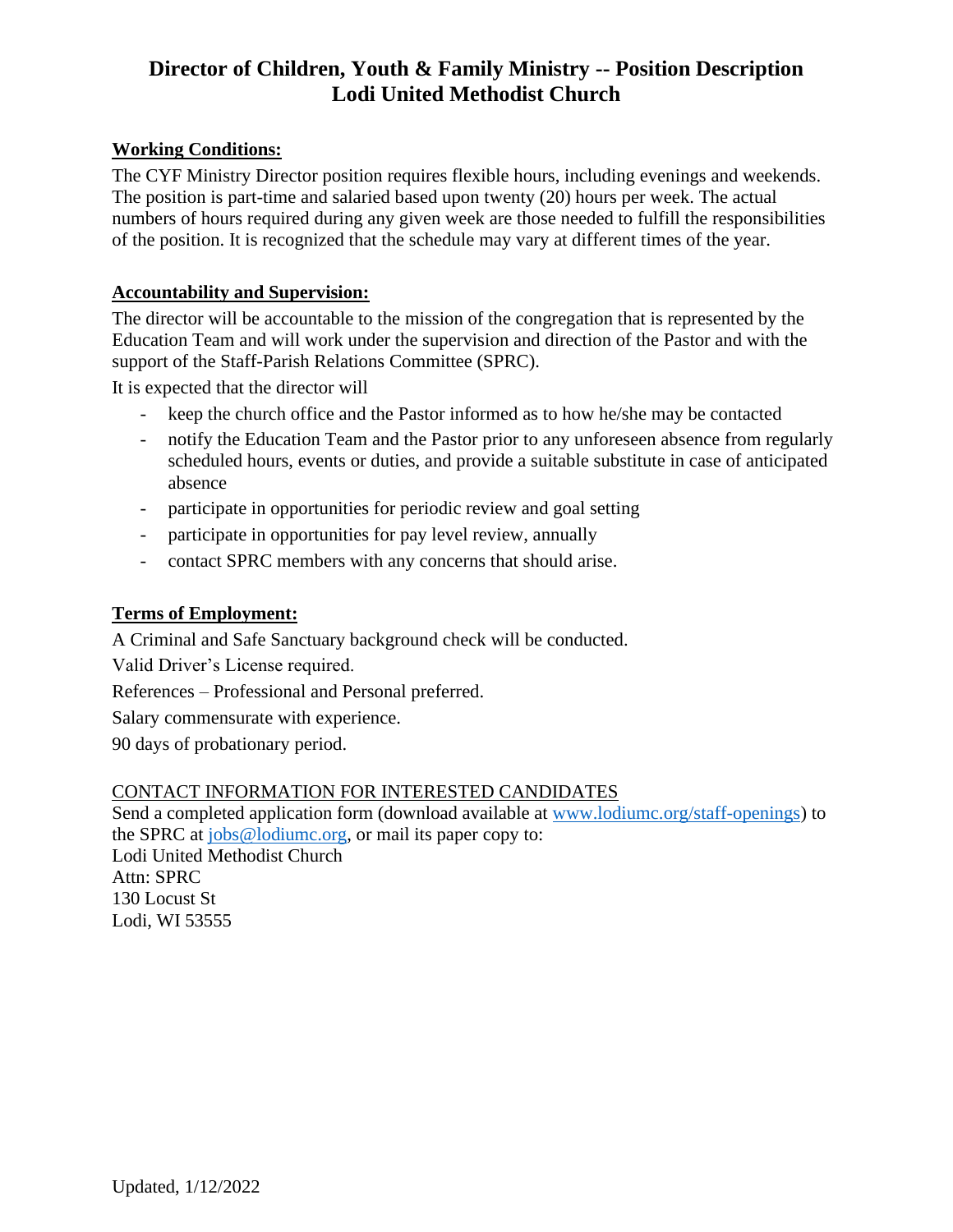# Director of Children, Youth & Family Ministry -- Position Description
# Lodi United Methodist Church

## Working Conditions:

The CYF Ministry Director position requires flexible hours, including evenings and weekends. The position is part-time and salaried based upon twenty (20) hours per week. The actual numbers of hours required during any given week are those needed to fulfill the responsibilities of the position. It is recognized that the schedule may vary at different times of the year.

## Accountability and Supervision:

The director will be accountable to the mission of the congregation that is represented by the Education Team and will work under the supervision and direction of the Pastor and with the support of the Staff-Parish Relations Committee (SPRC).

It is expected that the director will

- keep the church office and the Pastor informed as to how he/she may be contacted
- notify the Education Team and the Pastor prior to any unforeseen absence from regularly scheduled hours, events or duties, and provide a suitable substitute in case of anticipated absence
- participate in opportunities for periodic review and goal setting
- participate in opportunities for pay level review, annually
- contact SPRC members with any concerns that should arise.

## Terms of Employment:

A Criminal and Safe Sanctuary background check will be conducted.

Valid Driver's License required.

References – Professional and Personal preferred.

Salary commensurate with experience.

90 days of probationary period.

CONTACT INFORMATION FOR INTERESTED CANDIDATES

Send a completed application form (download available at [www.lodiumc.org/staff-openings](http://www.lodiumc.org/staff-openings)) to the SPRC at [jobs@lodiumc.org](mailto:jobs@lodiumc.org), or mail its paper copy to:
Lodi United Methodist Church
Attn: SPRC
130 Locust St
Lodi, WI 53555

Updated, 1/12/2022